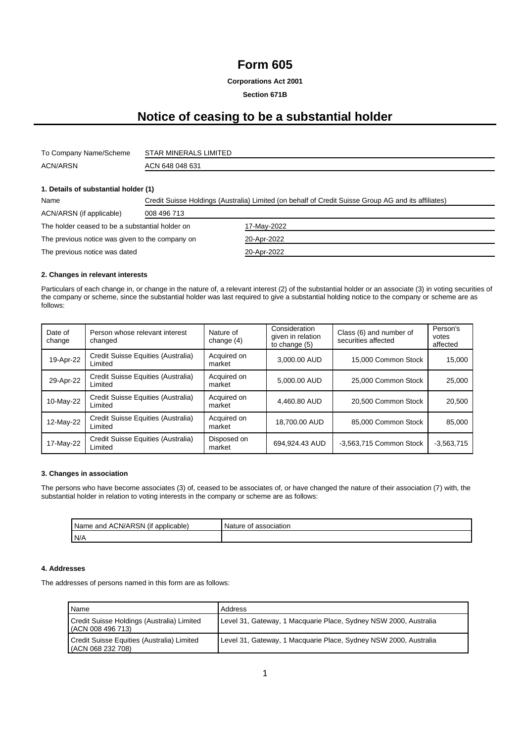# Form 605

**Corporations Act 2001**

**Section 671B**

## Notice of ceasing to be a substantial holder

| | |
|---|---|
| To Company Name/Scheme | STAR MINERALS LIMITED |
| ACN/ARSN | ACN 648 048 631 |

**1. Details of substantial holder (1)**

| | |
|---|---|
| Name | Credit Suisse Holdings (Australia) Limited (on behalf of Credit Suisse Group AG and its affiliates) |
| ACN/ARSN (if applicable) | 008 496 713 |
| The holder ceased to be a substantial holder on | 17-May-2022 |
| The previous notice was given to the company on | 20-Apr-2022 |
| The previous notice was dated | 20-Apr-2022 |

**2. Changes in relevant interests**

Particulars of each change in, or change in the nature of, a relevant interest (2) of the substantial holder or an associate (3) in voting securities of the company or scheme, since the substantial holder was last required to give a substantial holding notice to the company or scheme are as follows:

| Date of change | Person whose relevant interest changed | Nature of change (4) | Consideration given in relation to change (5) | Class (6) and number of securities affected | Person's votes affected |
|---|---|---|---|---|---|
| 19-Apr-22 | Credit Suisse Equities (Australia) Limited | Acquired on market | 3,000.00 AUD | 15,000 Common Stock | 15,000 |
| 29-Apr-22 | Credit Suisse Equities (Australia) Limited | Acquired on market | 5,000.00 AUD | 25,000 Common Stock | 25,000 |
| 10-May-22 | Credit Suisse Equities (Australia) Limited | Acquired on market | 4,460.80 AUD | 20,500 Common Stock | 20,500 |
| 12-May-22 | Credit Suisse Equities (Australia) Limited | Acquired on market | 18,700.00 AUD | 85,000 Common Stock | 85,000 |
| 17-May-22 | Credit Suisse Equities (Australia) Limited | Disposed on market | 694,924.43 AUD | -3,563,715 Common Stock | -3,563,715 |

**3. Changes in association**

The persons who have become associates (3) of, ceased to be associates of, or have changed the nature of their association (7) with, the substantial holder in relation to voting interests in the company or scheme are as follows:

| Name and ACN/ARSN (if applicable) | Nature of association |
|---|---|
| N/A | |

**4. Addresses**

The addresses of persons named in this form are as follows:

| Name | Address |
|---|---|
| Credit Suisse Holdings (Australia) Limited (ACN 008 496 713) | Level 31, Gateway, 1 Macquarie Place, Sydney NSW 2000, Australia |
| Credit Suisse Equities (Australia) Limited (ACN 068 232 708) | Level 31, Gateway, 1 Macquarie Place, Sydney NSW 2000, Australia |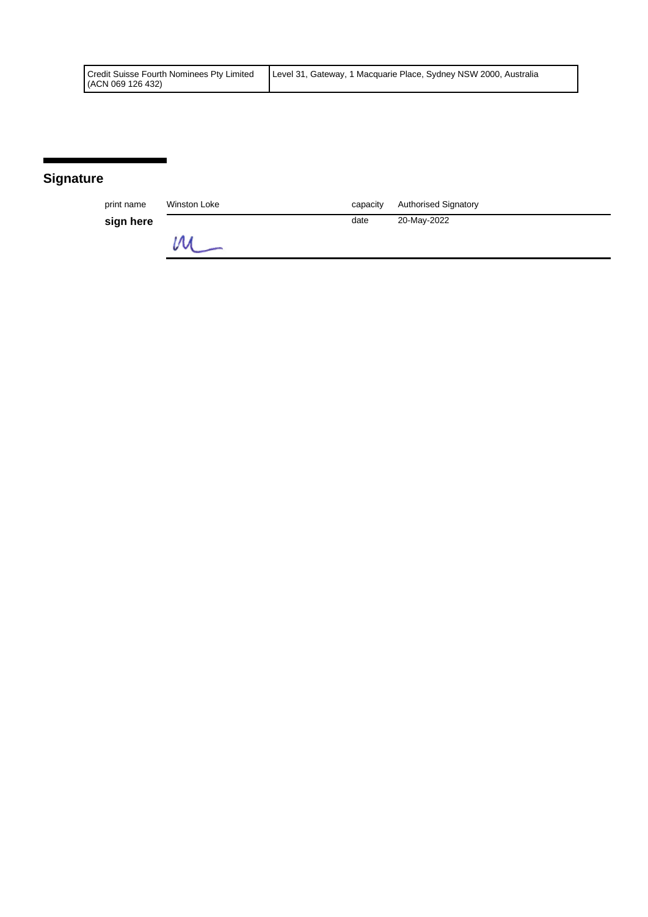| | |
|---|---|
| Credit Suisse Fourth Nominees Pty Limited (ACN 069 126 432) | Level 31, Gateway, 1 Macquarie Place, Sydney NSW 2000, Australia |

## Signature

| | | | |
|---|---|---|---|
| print name | Winston Loke | capacity | Authorised Signatory |
| **sign here** | | date | 20-May-2022 |